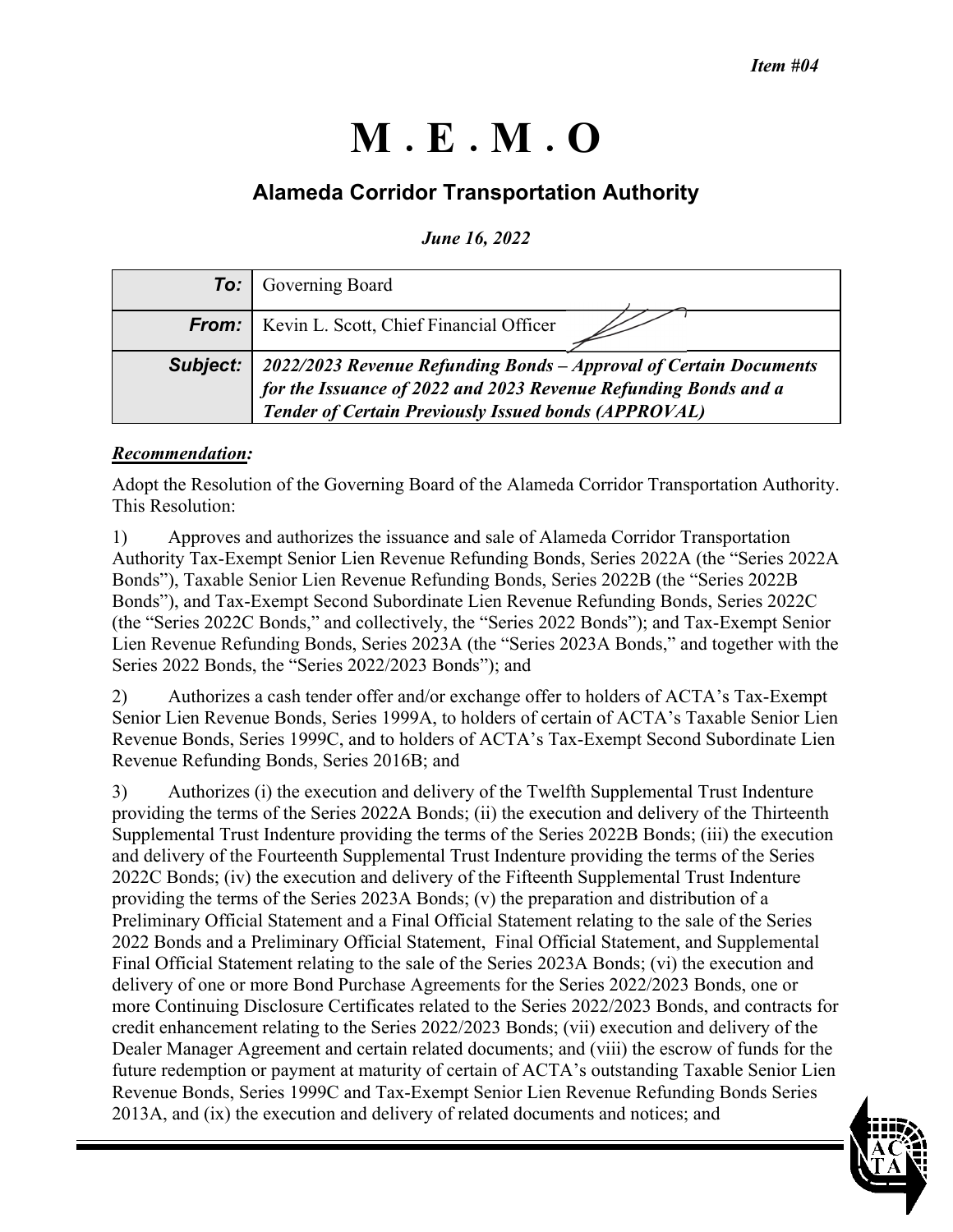*Item #04*

# M . E . M . O

## Alameda Corridor Transportation Authority

*June 16, 2022*

| | |
|---|---|
| ***To:*** | Governing Board |
| ***From:*** | Kevin L. Scott, Chief Financial Officer |
| ***Subject:*** | ***2022/2023 Revenue Refunding Bonds – Approval of Certain Documents for the Issuance of 2022 and 2023 Revenue Refunding Bonds and a Tender of Certain Previously Issued bonds (APPROVAL)*** |

***Recommendation:***

Adopt the Resolution of the Governing Board of the Alameda Corridor Transportation Authority. This Resolution:

1) Approves and authorizes the issuance and sale of Alameda Corridor Transportation Authority Tax-Exempt Senior Lien Revenue Refunding Bonds, Series 2022A (the "Series 2022A Bonds"), Taxable Senior Lien Revenue Refunding Bonds, Series 2022B (the "Series 2022B Bonds"), and Tax-Exempt Second Subordinate Lien Revenue Refunding Bonds, Series 2022C (the "Series 2022C Bonds," and collectively, the "Series 2022 Bonds"); and Tax-Exempt Senior Lien Revenue Refunding Bonds, Series 2023A (the "Series 2023A Bonds," and together with the Series 2022 Bonds, the "Series 2022/2023 Bonds"); and

2) Authorizes a cash tender offer and/or exchange offer to holders of ACTA's Tax-Exempt Senior Lien Revenue Bonds, Series 1999A, to holders of certain of ACTA's Taxable Senior Lien Revenue Bonds, Series 1999C, and to holders of ACTA's Tax-Exempt Second Subordinate Lien Revenue Refunding Bonds, Series 2016B; and

3) Authorizes (i) the execution and delivery of the Twelfth Supplemental Trust Indenture providing the terms of the Series 2022A Bonds; (ii) the execution and delivery of the Thirteenth Supplemental Trust Indenture providing the terms of the Series 2022B Bonds; (iii) the execution and delivery of the Fourteenth Supplemental Trust Indenture providing the terms of the Series 2022C Bonds; (iv) the execution and delivery of the Fifteenth Supplemental Trust Indenture providing the terms of the Series 2023A Bonds; (v) the preparation and distribution of a Preliminary Official Statement and a Final Official Statement relating to the sale of the Series 2022 Bonds and a Preliminary Official Statement, Final Official Statement, and Supplemental Final Official Statement relating to the sale of the Series 2023A Bonds; (vi) the execution and delivery of one or more Bond Purchase Agreements for the Series 2022/2023 Bonds, one or more Continuing Disclosure Certificates related to the Series 2022/2023 Bonds, and contracts for credit enhancement relating to the Series 2022/2023 Bonds; (vii) execution and delivery of the Dealer Manager Agreement and certain related documents; and (viii) the escrow of funds for the future redemption or payment at maturity of certain of ACTA's outstanding Taxable Senior Lien Revenue Bonds, Series 1999C and Tax-Exempt Senior Lien Revenue Refunding Bonds Series 2013A, and (ix) the execution and delivery of related documents and notices; and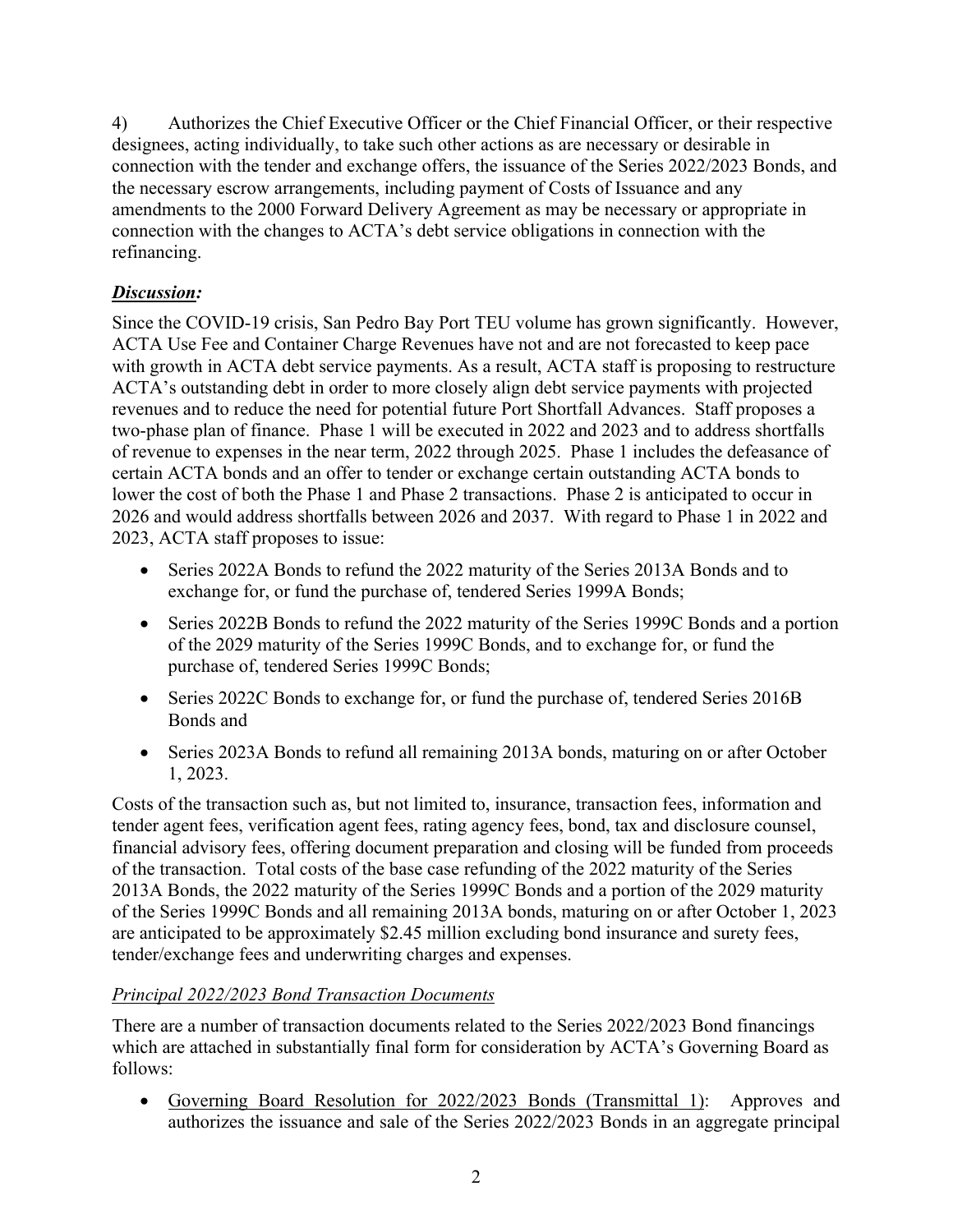4) Authorizes the Chief Executive Officer or the Chief Financial Officer, or their respective designees, acting individually, to take such other actions as are necessary or desirable in connection with the tender and exchange offers, the issuance of the Series 2022/2023 Bonds, and the necessary escrow arrangements, including payment of Costs of Issuance and any amendments to the 2000 Forward Delivery Agreement as may be necessary or appropriate in connection with the changes to ACTA's debt service obligations in connection with the refinancing.

***Discussion:***

Since the COVID-19 crisis, San Pedro Bay Port TEU volume has grown significantly. However, ACTA Use Fee and Container Charge Revenues have not and are not forecasted to keep pace with growth in ACTA debt service payments. As a result, ACTA staff is proposing to restructure ACTA's outstanding debt in order to more closely align debt service payments with projected revenues and to reduce the need for potential future Port Shortfall Advances. Staff proposes a two-phase plan of finance. Phase 1 will be executed in 2022 and 2023 and to address shortfalls of revenue to expenses in the near term, 2022 through 2025. Phase 1 includes the defeasance of certain ACTA bonds and an offer to tender or exchange certain outstanding ACTA bonds to lower the cost of both the Phase 1 and Phase 2 transactions. Phase 2 is anticipated to occur in 2026 and would address shortfalls between 2026 and 2037. With regard to Phase 1 in 2022 and 2023, ACTA staff proposes to issue:

- Series 2022A Bonds to refund the 2022 maturity of the Series 2013A Bonds and to exchange for, or fund the purchase of, tendered Series 1999A Bonds;
- Series 2022B Bonds to refund the 2022 maturity of the Series 1999C Bonds and a portion of the 2029 maturity of the Series 1999C Bonds, and to exchange for, or fund the purchase of, tendered Series 1999C Bonds;
- Series 2022C Bonds to exchange for, or fund the purchase of, tendered Series 2016B Bonds and
- Series 2023A Bonds to refund all remaining 2013A bonds, maturing on or after October 1, 2023.

Costs of the transaction such as, but not limited to, insurance, transaction fees, information and tender agent fees, verification agent fees, rating agency fees, bond, tax and disclosure counsel, financial advisory fees, offering document preparation and closing will be funded from proceeds of the transaction. Total costs of the base case refunding of the 2022 maturity of the Series 2013A Bonds, the 2022 maturity of the Series 1999C Bonds and a portion of the 2029 maturity of the Series 1999C Bonds and all remaining 2013A bonds, maturing on or after October 1, 2023 are anticipated to be approximately $2.45 million excluding bond insurance and surety fees, tender/exchange fees and underwriting charges and expenses.

*Principal 2022/2023 Bond Transaction Documents*

There are a number of transaction documents related to the Series 2022/2023 Bond financings which are attached in substantially final form for consideration by ACTA's Governing Board as follows:

- Governing Board Resolution for 2022/2023 Bonds (Transmittal 1): Approves and authorizes the issuance and sale of the Series 2022/2023 Bonds in an aggregate principal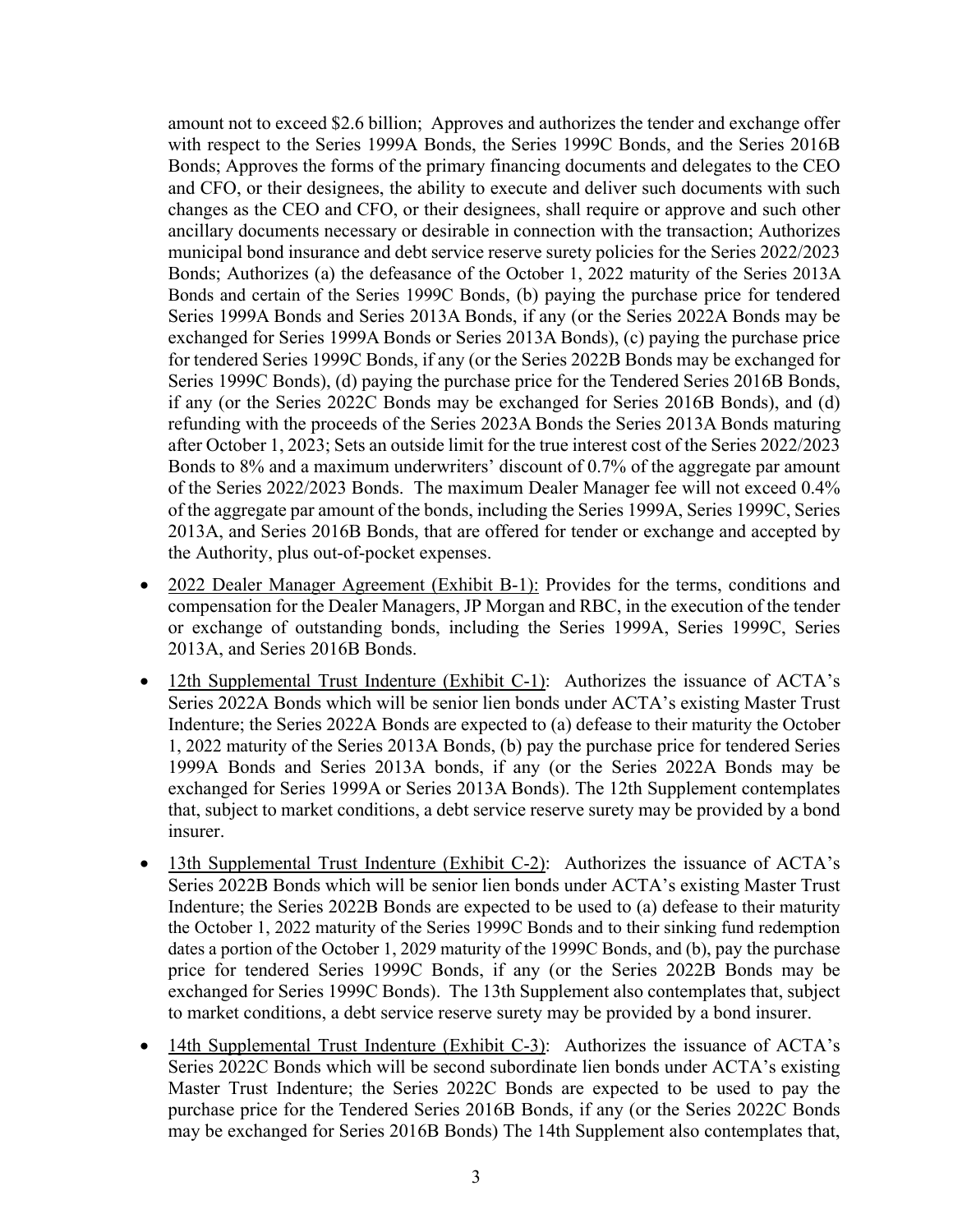amount not to exceed \$2.6 billion; Approves and authorizes the tender and exchange offer with respect to the Series 1999A Bonds, the Series 1999C Bonds, and the Series 2016B Bonds; Approves the forms of the primary financing documents and delegates to the CEO and CFO, or their designees, the ability to execute and deliver such documents with such changes as the CEO and CFO, or their designees, shall require or approve and such other ancillary documents necessary or desirable in connection with the transaction; Authorizes municipal bond insurance and debt service reserve surety policies for the Series 2022/2023 Bonds; Authorizes (a) the defeasance of the October 1, 2022 maturity of the Series 2013A Bonds and certain of the Series 1999C Bonds, (b) paying the purchase price for tendered Series 1999A Bonds and Series 2013A Bonds, if any (or the Series 2022A Bonds may be exchanged for Series 1999A Bonds or Series 2013A Bonds), (c) paying the purchase price for tendered Series 1999C Bonds, if any (or the Series 2022B Bonds may be exchanged for Series 1999C Bonds), (d) paying the purchase price for the Tendered Series 2016B Bonds, if any (or the Series 2022C Bonds may be exchanged for Series 2016B Bonds), and (d) refunding with the proceeds of the Series 2023A Bonds the Series 2013A Bonds maturing after October 1, 2023; Sets an outside limit for the true interest cost of the Series 2022/2023 Bonds to 8% and a maximum underwriters' discount of 0.7% of the aggregate par amount of the Series 2022/2023 Bonds. The maximum Dealer Manager fee will not exceed 0.4% of the aggregate par amount of the bonds, including the Series 1999A, Series 1999C, Series 2013A, and Series 2016B Bonds, that are offered for tender or exchange and accepted by the Authority, plus out-of-pocket expenses.

- 2022 Dealer Manager Agreement (Exhibit B-1): Provides for the terms, conditions and compensation for the Dealer Managers, JP Morgan and RBC, in the execution of the tender or exchange of outstanding bonds, including the Series 1999A, Series 1999C, Series 2013A, and Series 2016B Bonds.

- 12th Supplemental Trust Indenture (Exhibit C-1): Authorizes the issuance of ACTA's Series 2022A Bonds which will be senior lien bonds under ACTA's existing Master Trust Indenture; the Series 2022A Bonds are expected to (a) defease to their maturity the October 1, 2022 maturity of the Series 2013A Bonds, (b) pay the purchase price for tendered Series 1999A Bonds and Series 2013A bonds, if any (or the Series 2022A Bonds may be exchanged for Series 1999A or Series 2013A Bonds). The 12th Supplement contemplates that, subject to market conditions, a debt service reserve surety may be provided by a bond insurer.

- 13th Supplemental Trust Indenture (Exhibit C-2): Authorizes the issuance of ACTA's Series 2022B Bonds which will be senior lien bonds under ACTA's existing Master Trust Indenture; the Series 2022B Bonds are expected to be used to (a) defease to their maturity the October 1, 2022 maturity of the Series 1999C Bonds and to their sinking fund redemption dates a portion of the October 1, 2029 maturity of the 1999C Bonds, and (b), pay the purchase price for tendered Series 1999C Bonds, if any (or the Series 2022B Bonds may be exchanged for Series 1999C Bonds). The 13th Supplement also contemplates that, subject to market conditions, a debt service reserve surety may be provided by a bond insurer.

- 14th Supplemental Trust Indenture (Exhibit C-3): Authorizes the issuance of ACTA's Series 2022C Bonds which will be second subordinate lien bonds under ACTA's existing Master Trust Indenture; the Series 2022C Bonds are expected to be used to pay the purchase price for the Tendered Series 2016B Bonds, if any (or the Series 2022C Bonds may be exchanged for Series 2016B Bonds) The 14th Supplement also contemplates that,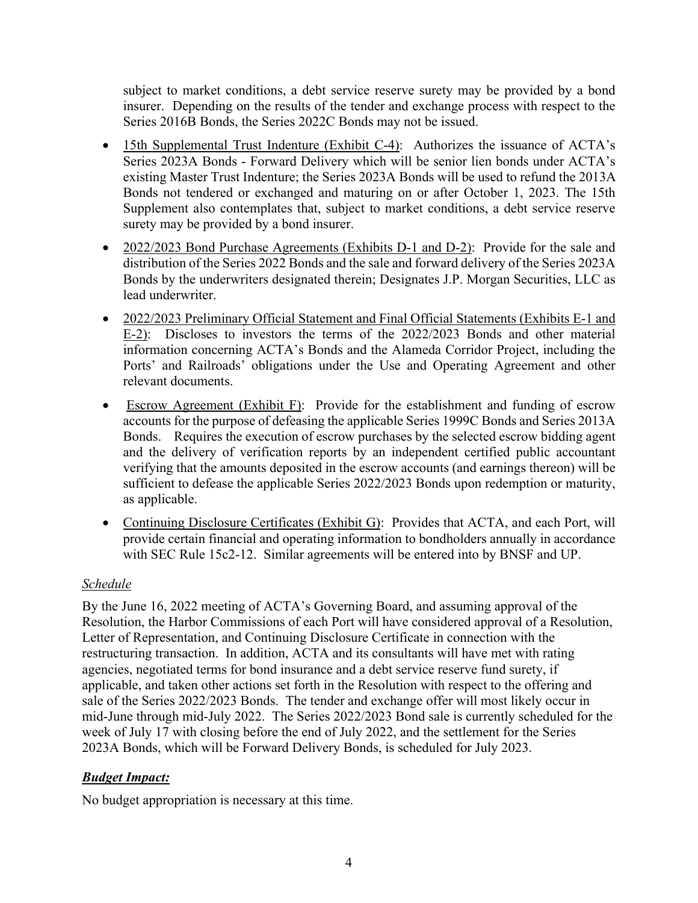subject to market conditions, a debt service reserve surety may be provided by a bond insurer. Depending on the results of the tender and exchange process with respect to the Series 2016B Bonds, the Series 2022C Bonds may not be issued.

- <u>15th Supplemental Trust Indenture (Exhibit C-4)</u>: Authorizes the issuance of ACTA's Series 2023A Bonds - Forward Delivery which will be senior lien bonds under ACTA's existing Master Trust Indenture; the Series 2023A Bonds will be used to refund the 2013A Bonds not tendered or exchanged and maturing on or after October 1, 2023. The 15th Supplement also contemplates that, subject to market conditions, a debt service reserve surety may be provided by a bond insurer.
- <u>2022/2023 Bond Purchase Agreements (Exhibits D-1 and D-2)</u>: Provide for the sale and distribution of the Series 2022 Bonds and the sale and forward delivery of the Series 2023A Bonds by the underwriters designated therein; Designates J.P. Morgan Securities, LLC as lead underwriter.
- <u>2022/2023 Preliminary Official Statement and Final Official Statements (Exhibits E-1 and E-2)</u>: Discloses to investors the terms of the 2022/2023 Bonds and other material information concerning ACTA's Bonds and the Alameda Corridor Project, including the Ports' and Railroads' obligations under the Use and Operating Agreement and other relevant documents.
- <u>Escrow Agreement (Exhibit F)</u>: Provide for the establishment and funding of escrow accounts for the purpose of defeasing the applicable Series 1999C Bonds and Series 2013A Bonds. Requires the execution of escrow purchases by the selected escrow bidding agent and the delivery of verification reports by an independent certified public accountant verifying that the amounts deposited in the escrow accounts (and earnings thereon) will be sufficient to defease the applicable Series 2022/2023 Bonds upon redemption or maturity, as applicable.
- <u>Continuing Disclosure Certificates (Exhibit G)</u>: Provides that ACTA, and each Port, will provide certain financial and operating information to bondholders annually in accordance with SEC Rule 15c2-12. Similar agreements will be entered into by BNSF and UP.

*<u>Schedule</u>*

By the June 16, 2022 meeting of ACTA's Governing Board, and assuming approval of the Resolution, the Harbor Commissions of each Port will have considered approval of a Resolution, Letter of Representation, and Continuing Disclosure Certificate in connection with the restructuring transaction. In addition, ACTA and its consultants will have met with rating agencies, negotiated terms for bond insurance and a debt service reserve fund surety, if applicable, and taken other actions set forth in the Resolution with respect to the offering and sale of the Series 2022/2023 Bonds. The tender and exchange offer will most likely occur in mid-June through mid-July 2022. The Series 2022/2023 Bond sale is currently scheduled for the week of July 17 with closing before the end of July 2022, and the settlement for the Series 2023A Bonds, which will be Forward Delivery Bonds, is scheduled for July 2023.

***<u>Budget Impact:</u>***

No budget appropriation is necessary at this time.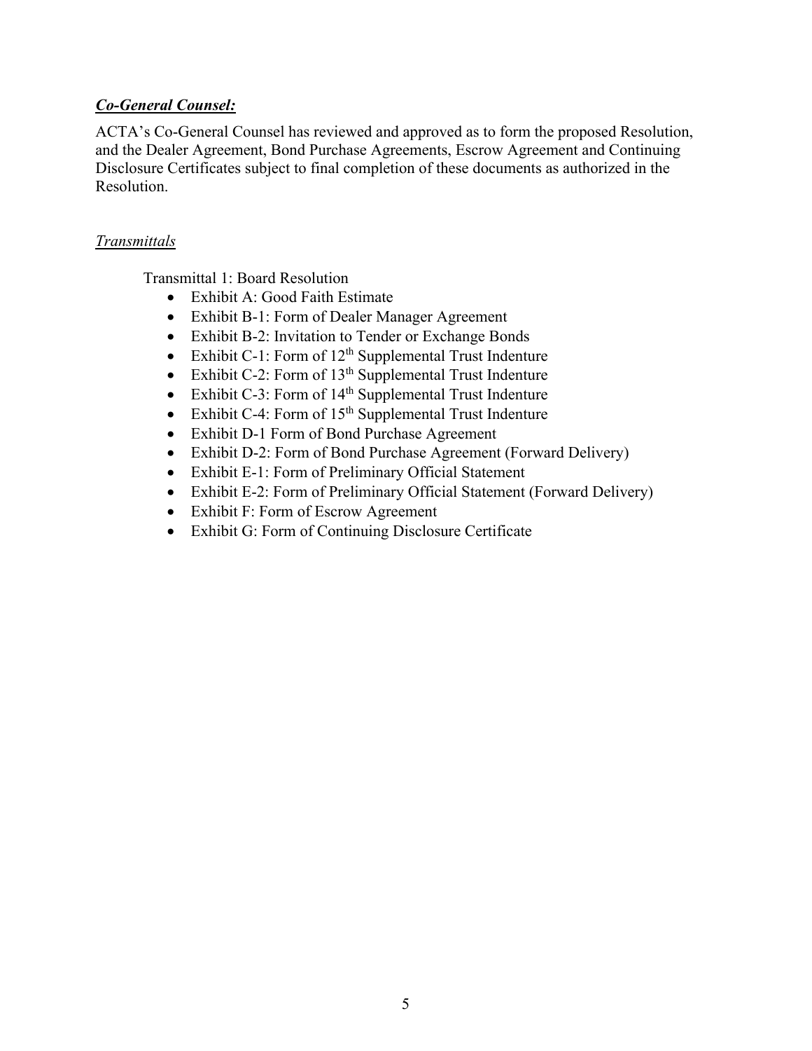***Co-General Counsel:***

ACTA's Co-General Counsel has reviewed and approved as to form the proposed Resolution, and the Dealer Agreement, Bond Purchase Agreements, Escrow Agreement and Continuing Disclosure Certificates subject to final completion of these documents as authorized in the Resolution.

*Transmittals*

Transmittal 1: Board Resolution

- Exhibit A: Good Faith Estimate
- Exhibit B-1: Form of Dealer Manager Agreement
- Exhibit B-2: Invitation to Tender or Exchange Bonds
- Exhibit C-1: Form of 12th Supplemental Trust Indenture
- Exhibit C-2: Form of 13th Supplemental Trust Indenture
- Exhibit C-3: Form of 14th Supplemental Trust Indenture
- Exhibit C-4: Form of 15th Supplemental Trust Indenture
- Exhibit D-1 Form of Bond Purchase Agreement
- Exhibit D-2: Form of Bond Purchase Agreement (Forward Delivery)
- Exhibit E-1: Form of Preliminary Official Statement
- Exhibit E-2: Form of Preliminary Official Statement (Forward Delivery)
- Exhibit F: Form of Escrow Agreement
- Exhibit G: Form of Continuing Disclosure Certificate